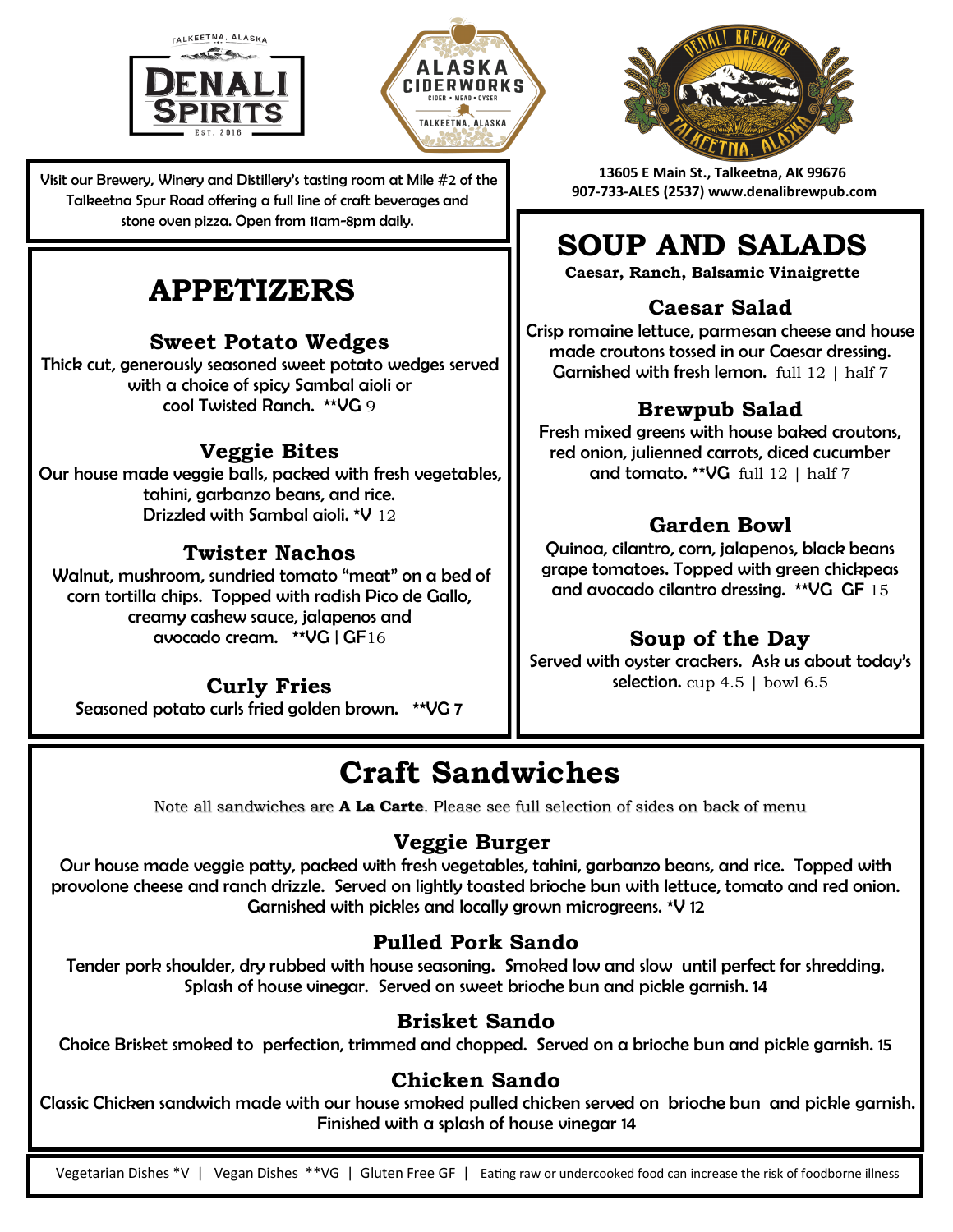TALKEETNA, ALASKA
DENALI SPIRITS
EST. 2016

ALASKA CIDERWORKS
CIDER • MEAD • CYSER
TALKEETNA, ALASKA

DENALI BREWPUB
TALKEETNA, ALASKA

Visit our Brewery, Winery and Distillery's tasting room at Mile #2 of the Talkeetna Spur Road offering a full line of craft beverages and stone oven pizza. Open from 11am-8pm daily.

13605 E Main St., Talkeetna, AK 99676
907-733-ALES (2537) www.denalibrewpub.com

# APPETIZERS

### Sweet Potato Wedges

Thick cut, generously seasoned sweet potato wedges served with a choice of spicy Sambal aioli or cool Twisted Ranch. **VG 9

### Veggie Bites

Our house made veggie balls, packed with fresh vegetables, tahini, garbanzo beans, and rice. Drizzled with Sambal aioli. *V 12

### Twister Nachos

Walnut, mushroom, sundried tomato "meat" on a bed of corn tortilla chips. Topped with radish Pico de Gallo, creamy cashew sauce, jalapenos and avocado cream. **VG | GF 16

### Curly Fries

Seasoned potato curls fried golden brown. **VG 7

# SOUP AND SALADS

**Caesar, Ranch, Balsamic Vinaigrette**

### Caesar Salad

Crisp romaine lettuce, parmesan cheese and house made croutons tossed in our Caesar dressing. Garnished with fresh lemon. full 12 | half 7

### Brewpub Salad

Fresh mixed greens with house baked croutons, red onion, julienned carrots, diced cucumber and tomato. **VG full 12 | half 7

### Garden Bowl

Quinoa, cilantro, corn, jalapenos, black beans grape tomatoes. Topped with green chickpeas and avocado cilantro dressing. **VG GF 15

### Soup of the Day

Served with oyster crackers. Ask us about today's selection. cup 4.5 | bowl 6.5

# Craft Sandwiches

Note all sandwiches are **A La Carte**. Please see full selection of sides on back of menu

### Veggie Burger

Our house made veggie patty, packed with fresh vegetables, tahini, garbanzo beans, and rice. Topped with provolone cheese and ranch drizzle. Served on lightly toasted brioche bun with lettuce, tomato and red onion. Garnished with pickles and locally grown microgreens. *V 12

### Pulled Pork Sando

Tender pork shoulder, dry rubbed with house seasoning. Smoked low and slow until perfect for shredding. Splash of house vinegar. Served on sweet brioche bun and pickle garnish. 14

### Brisket Sando

Choice Brisket smoked to perfection, trimmed and chopped. Served on a brioche bun and pickle garnish. 15

### Chicken Sando

Classic Chicken sandwich made with our house smoked pulled chicken served on brioche bun and pickle garnish. Finished with a splash of house vinegar 14

Vegetarian Dishes *V | Vegan Dishes **VG | Gluten Free GF | Eating raw or undercooked food can increase the risk of foodborne illness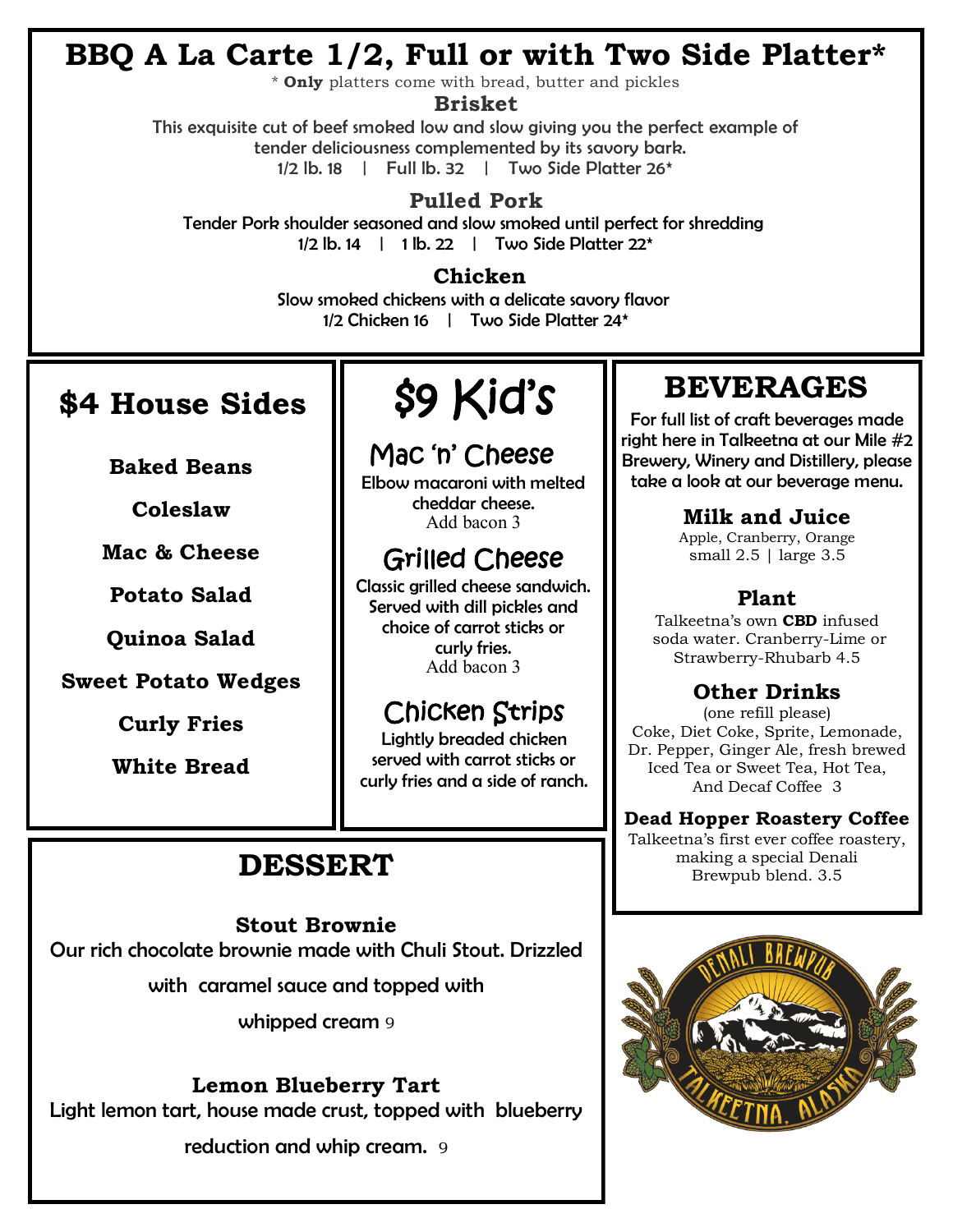# BBQ A La Carte 1/2, Full or with Two Side Platter*

* **Only** platters come with bread, butter and pickles

### Brisket

This exquisite cut of beef smoked low and slow giving you the perfect example of tender deliciousness complemented by its savory bark.

1/2 lb. 18 | Full lb. 32 | Two Side Platter 26*

### Pulled Pork

Tender Pork shoulder seasoned and slow smoked until perfect for shredding

1/2 lb. 14 | 1 lb. 22 | Two Side Platter 22*

### Chicken

Slow smoked chickens with a delicate savory flavor

1/2 Chicken 16 | Two Side Platter 24*

## $4 House Sides

**Baked Beans**

**Coleslaw**

**Mac & Cheese**

**Potato Salad**

**Quinoa Salad**

**Sweet Potato Wedges**

**Curly Fries**

**White Bread**

## $9 Kid's

### Mac 'n' Cheese

Elbow macaroni with melted cheddar cheese.
Add bacon 3

### Grilled Cheese

Classic grilled cheese sandwich. Served with dill pickles and choice of carrot sticks or curly fries.
Add bacon 3

### Chicken Strips

Lightly breaded chicken served with carrot sticks or curly fries and a side of ranch.

## BEVERAGES

For full list of craft beverages made right here in Talkeetna at our Mile #2 Brewery, Winery and Distillery, please take a look at our beverage menu.

### Milk and Juice

Apple, Cranberry, Orange
small 2.5 | large 3.5

### Plant

Talkeetna's own **CBD** infused soda water. Cranberry-Lime or Strawberry-Rhubarb 4.5

### Other Drinks

(one refill please)
Coke, Diet Coke, Sprite, Lemonade, Dr. Pepper, Ginger Ale, fresh brewed Iced Tea or Sweet Tea, Hot Tea, And Decaf Coffee 3

### Dead Hopper Roastery Coffee

Talkeetna's first ever coffee roastery, making a special Denali Brewpub blend. 3.5

## DESSERT

### Stout Brownie

Our rich chocolate brownie made with Chuli Stout. Drizzled with caramel sauce and topped with whipped cream 9

### Lemon Blueberry Tart

Light lemon tart, house made crust, topped with blueberry reduction and whip cream. 9

DENALI BREWPUB
TALKEETNA, ALASKA